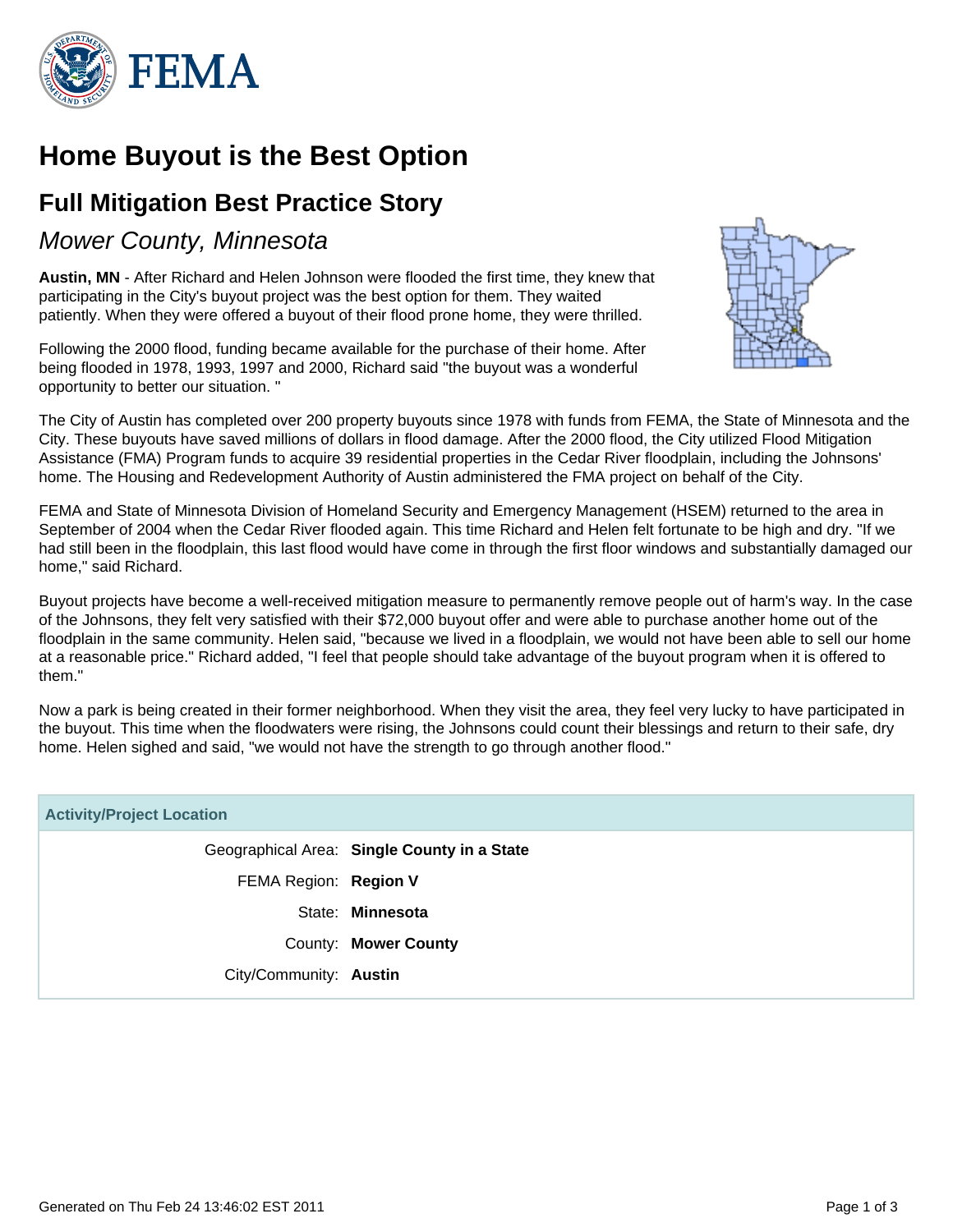# Home Buyout is the Best Option

## Full Mitigation Best Practice Story

### *Mower County, Minnesota*

**Austin, MN** - After Richard and Helen Johnson were flooded the first time, they knew that participating in the City's buyout project was the best option for them. They waited patiently. When they were offered a buyout of their flood prone home, they were thrilled.

Following the 2000 flood, funding became available for the purchase of their home. After being flooded in 1978, 1993, 1997 and 2000, Richard said "the buyout was a wonderful opportunity to better our situation. "

The City of Austin has completed over 200 property buyouts since 1978 with funds from FEMA, the State of Minnesota and the City. These buyouts have saved millions of dollars in flood damage. After the 2000 flood, the City utilized Flood Mitigation Assistance (FMA) Program funds to acquire 39 residential properties in the Cedar River floodplain, including the Johnsons' home. The Housing and Redevelopment Authority of Austin administered the FMA project on behalf of the City.

FEMA and State of Minnesota Division of Homeland Security and Emergency Management (HSEM) returned to the area in September of 2004 when the Cedar River flooded again. This time Richard and Helen felt fortunate to be high and dry. "If we had still been in the floodplain, this last flood would have come in through the first floor windows and substantially damaged our home," said Richard.

Buyout projects have become a well-received mitigation measure to permanently remove people out of harm's way. In the case of the Johnsons, they felt very satisfied with their $72,000 buyout offer and were able to purchase another home out of the floodplain in the same community. Helen said, "because we lived in a floodplain, we would not have been able to sell our home at a reasonable price." Richard added, "I feel that people should take advantage of the buyout program when it is offered to them."

Now a park is being created in their former neighborhood. When they visit the area, they feel very lucky to have participated in the buyout. This time when the floodwaters were rising, the Johnsons could count their blessings and return to their safe, dry home. Helen sighed and said, "we would not have the strength to go through another flood."

| Activity/Project Location | |
|---|---|
| Geographical Area: | **Single County in a State** |
| FEMA Region: | **Region V** |
| State: | **Minnesota** |
| County: | **Mower County** |
| City/Community: | **Austin** |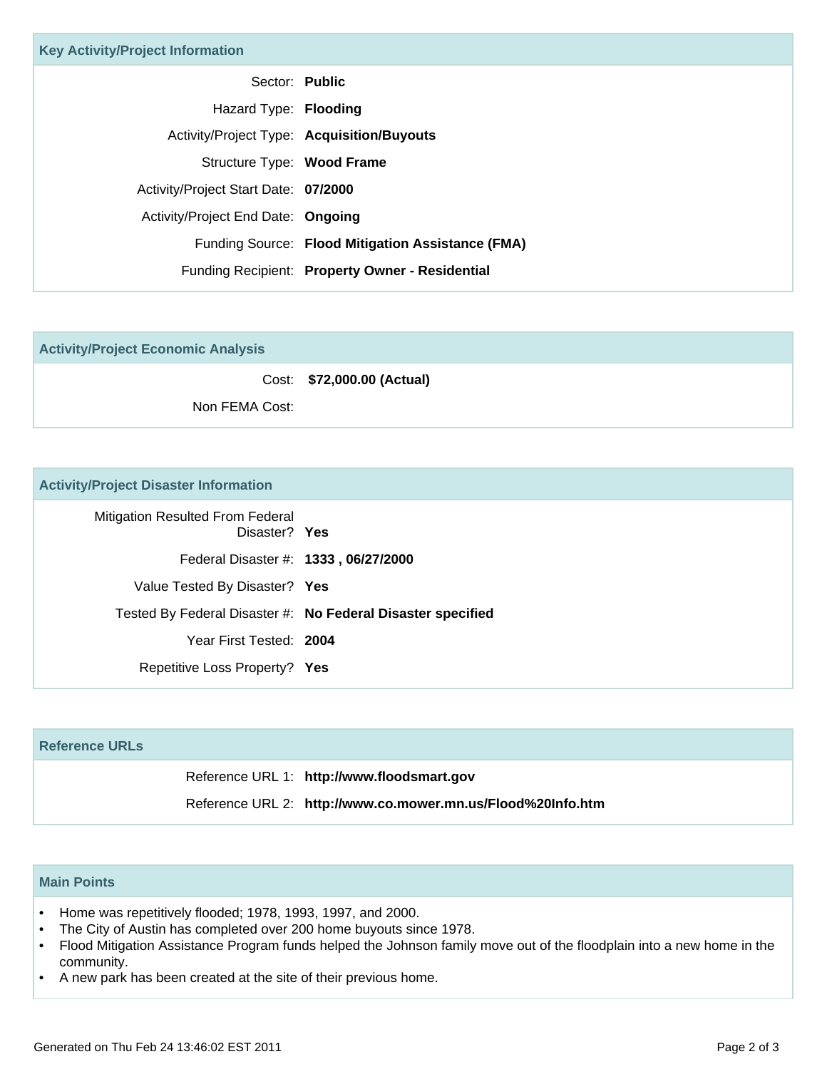## Key Activity/Project Information

| | |
|---|---|
| Sector: | **Public** |
| Hazard Type: | **Flooding** |
| Activity/Project Type: | **Acquisition/Buyouts** |
| Structure Type: | **Wood Frame** |
| Activity/Project Start Date: | **07/2000** |
| Activity/Project End Date: | **Ongoing** |
| Funding Source: | **Flood Mitigation Assistance (FMA)** |
| Funding Recipient: | **Property Owner - Residential** |

## Activity/Project Economic Analysis

| | |
|---|---|
| Cost: | **$72,000.00 (Actual)** |
| Non FEMA Cost: | |

## Activity/Project Disaster Information

| | |
|---|---|
| Mitigation Resulted From Federal Disaster? | **Yes** |
| Federal Disaster #: | **1333 , 06/27/2000** |
| Value Tested By Disaster? | **Yes** |
| Tested By Federal Disaster #: | **No Federal Disaster specified** |
| Year First Tested: | **2004** |
| Repetitive Loss Property? | **Yes** |

## Reference URLs

| | |
|---|---|
| Reference URL 1: | **http://www.floodsmart.gov** |
| Reference URL 2: | **http://www.co.mower.mn.us/Flood%20Info.htm** |

## Main Points

- Home was repetitively flooded; 1978, 1993, 1997, and 2000.
- The City of Austin has completed over 200 home buyouts since 1978.
- Flood Mitigation Assistance Program funds helped the Johnson family move out of the floodplain into a new home in the community.
- A new park has been created at the site of their previous home.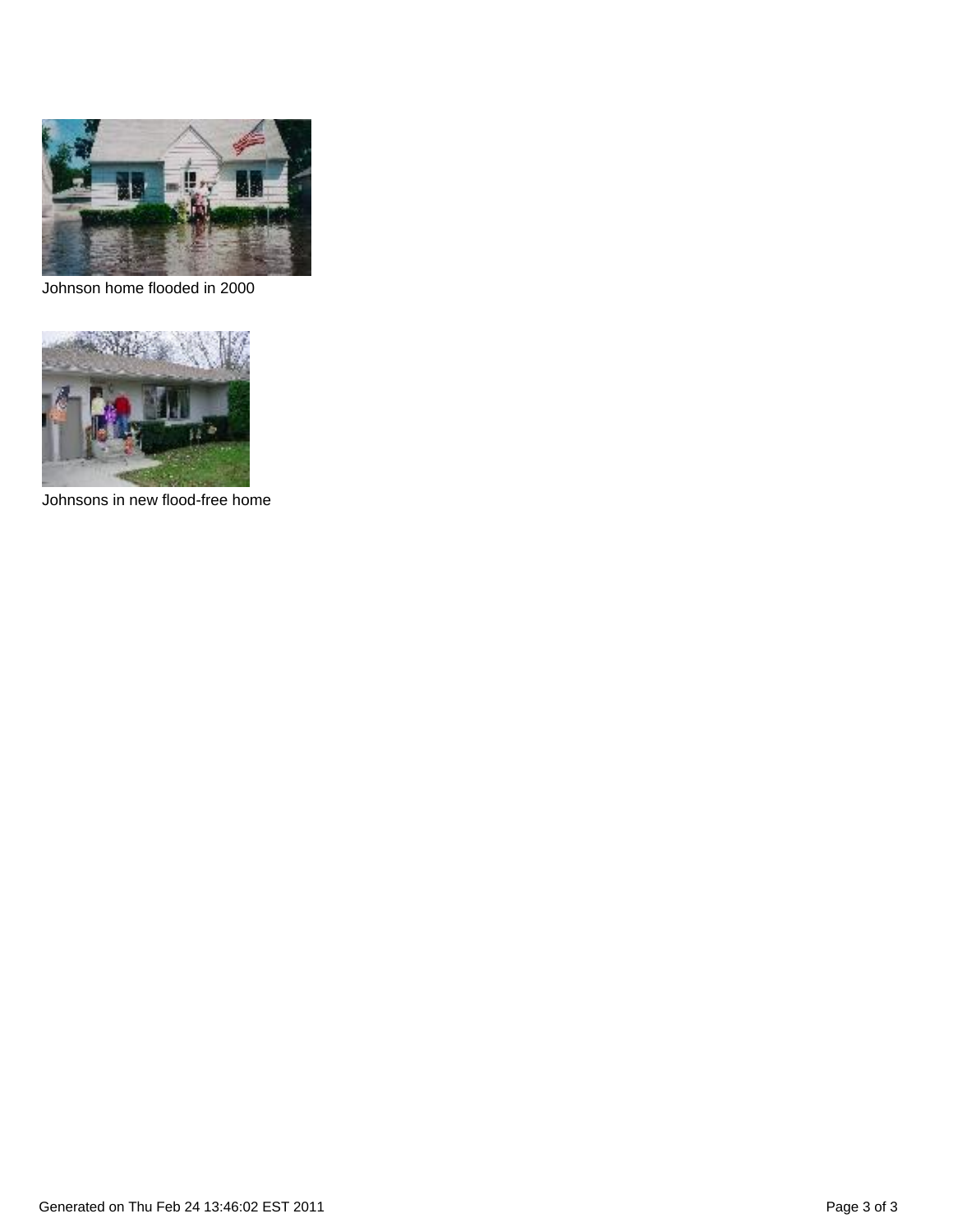Johnson home flooded in 2000

Johnsons in new flood-free home